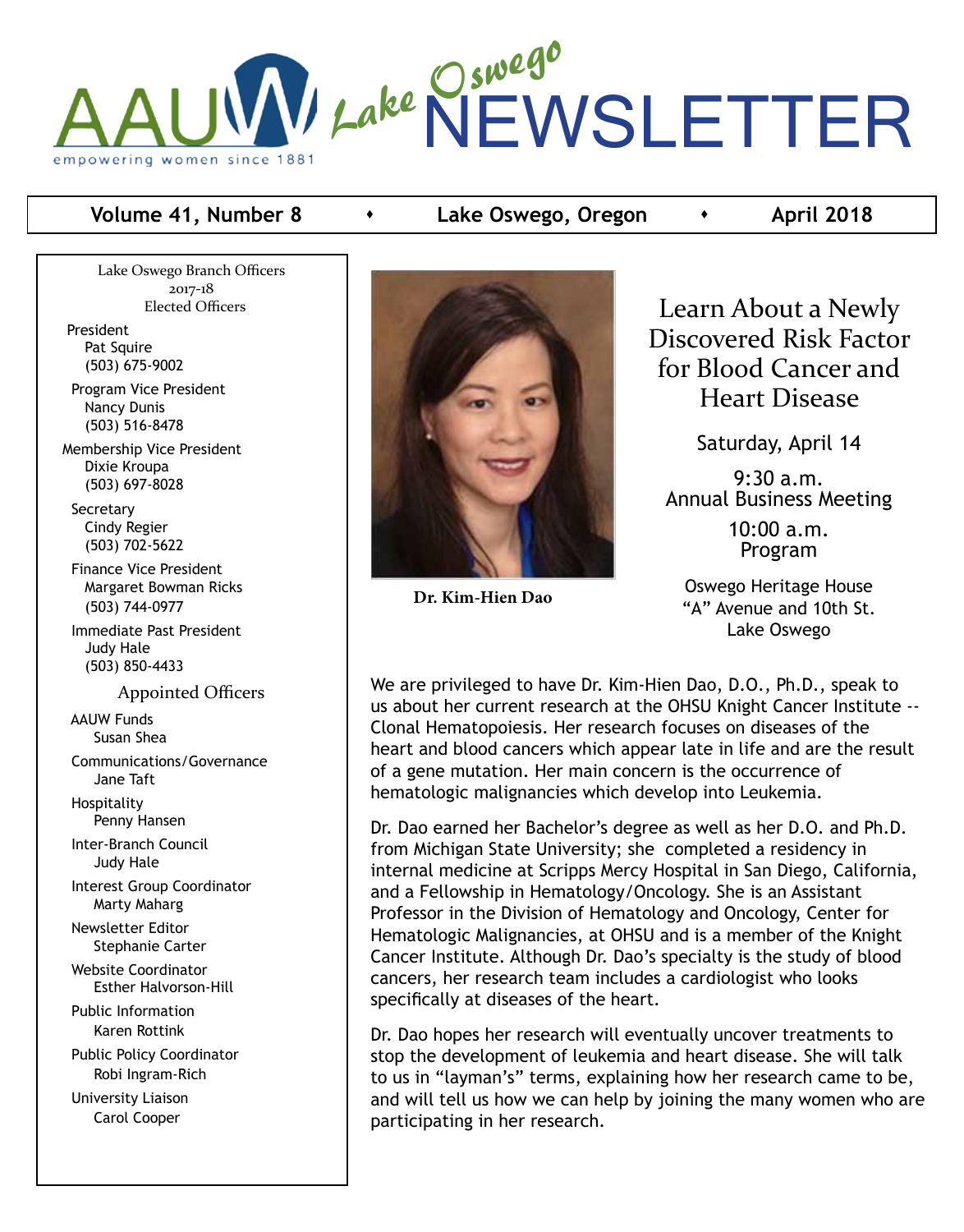# AAUW Lake Oswego NEWSLETTER

empowering women since 1881

**Volume 41, Number 8** ♦ **Lake Oswego, Oregon** ♦ **April 2018**

Lake Oswego Branch Officers
2017-18
Elected Officers

President
Pat Squire
(503) 675-9002

Program Vice President
Nancy Dunis
(503) 516-8478

Membership Vice President
Dixie Kroupa
(503) 697-8028

Secretary
Cindy Regier
(503) 702-5622

Finance Vice President
Margaret Bowman Ricks
(503) 744-0977

Immediate Past President
Judy Hale
(503) 850-4433

Appointed Officers

AAUW Funds
Susan Shea

Communications/Governance
Jane Taft

Hospitality
Penny Hansen

Inter-Branch Council
Judy Hale

Interest Group Coordinator
Marty Maharg

Newsletter Editor
Stephanie Carter

Website Coordinator
Esther Halvorson-Hill

Public Information
Karen Rottink

Public Policy Coordinator
Robi Ingram-Rich

University Liaison
Carol Cooper

**Dr. Kim-Hien Dao**

## Learn About a Newly Discovered Risk Factor for Blood Cancer and Heart Disease

Saturday, April 14

9:30 a.m.
Annual Business Meeting

10:00 a.m.
Program

Oswego Heritage House
"A" Avenue and 10th St.
Lake Oswego

We are privileged to have Dr. Kim-Hien Dao, D.O., Ph.D., speak to us about her current research at the OHSU Knight Cancer Institute -- Clonal Hematopoiesis. Her research focuses on diseases of the heart and blood cancers which appear late in life and are the result of a gene mutation. Her main concern is the occurrence of hematologic malignancies which develop into Leukemia.

Dr. Dao earned her Bachelor's degree as well as her D.O. and Ph.D. from Michigan State University; she completed a residency in internal medicine at Scripps Mercy Hospital in San Diego, California, and a Fellowship in Hematology/Oncology. She is an Assistant Professor in the Division of Hematology and Oncology, Center for Hematologic Malignancies, at OHSU and is a member of the Knight Cancer Institute. Although Dr. Dao's specialty is the study of blood cancers, her research team includes a cardiologist who looks specifically at diseases of the heart.

Dr. Dao hopes her research will eventually uncover treatments to stop the development of leukemia and heart disease. She will talk to us in "layman's" terms, explaining how her research came to be, and will tell us how we can help by joining the many women who are participating in her research.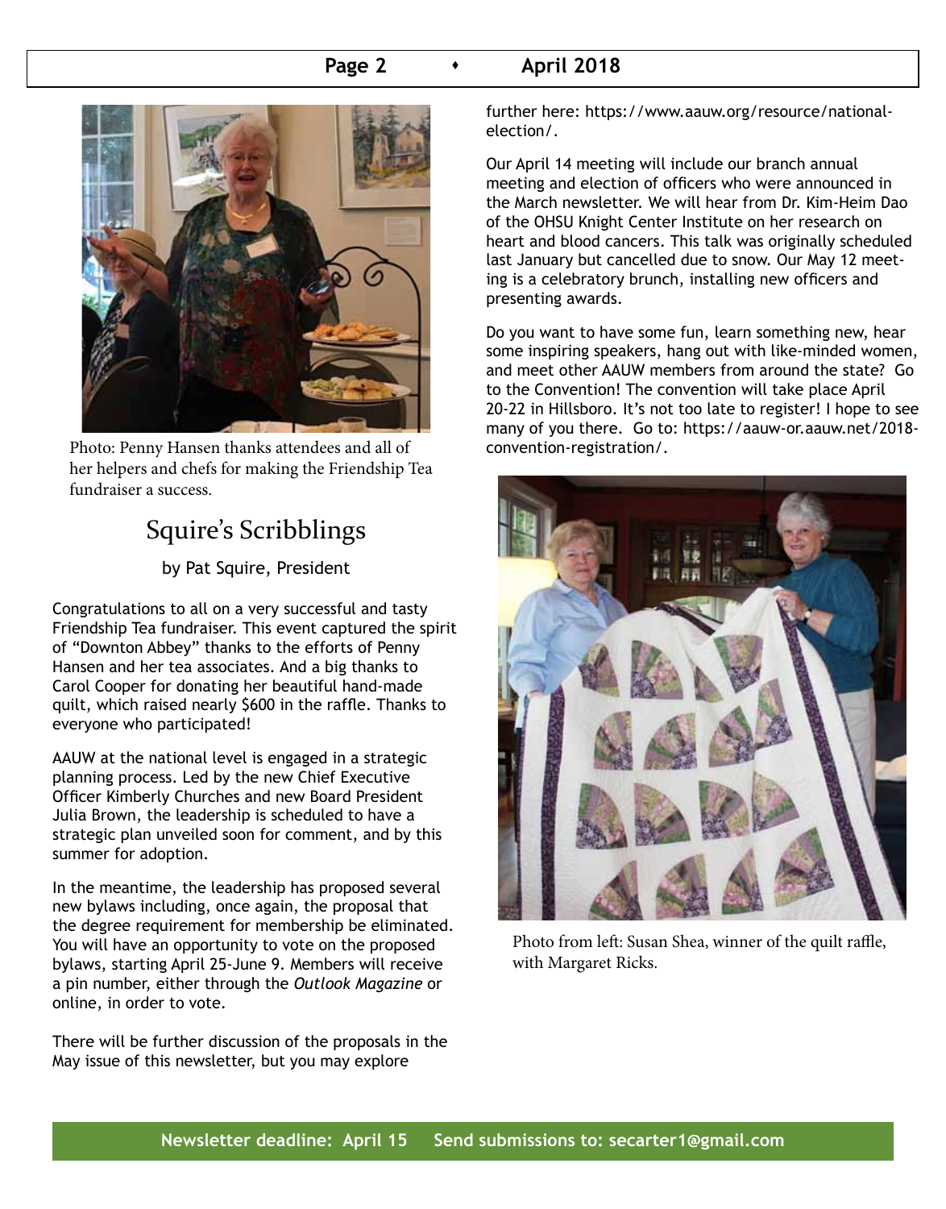Photo: Penny Hansen thanks attendees and all of her helpers and chefs for making the Friendship Tea fundraiser a success.

## Squire's Scribblings

by Pat Squire, President

Congratulations to all on a very successful and tasty Friendship Tea fundraiser. This event captured the spirit of "Downton Abbey" thanks to the efforts of Penny Hansen and her tea associates. And a big thanks to Carol Cooper for donating her beautiful hand-made quilt, which raised nearly $600 in the raffle. Thanks to everyone who participated!

AAUW at the national level is engaged in a strategic planning process. Led by the new Chief Executive Officer Kimberly Churches and new Board President Julia Brown, the leadership is scheduled to have a strategic plan unveiled soon for comment, and by this summer for adoption.

In the meantime, the leadership has proposed several new bylaws including, once again, the proposal that the degree requirement for membership be eliminated. You will have an opportunity to vote on the proposed bylaws, starting April 25-June 9. Members will receive a pin number, either through the *Outlook Magazine* or online, in order to vote.

There will be further discussion of the proposals in the May issue of this newsletter, but you may explore further here: https://www.aauw.org/resource/national-election/.

Our April 14 meeting will include our branch annual meeting and election of officers who were announced in the March newsletter. We will hear from Dr. Kim-Heim Dao of the OHSU Knight Center Institute on her research on heart and blood cancers. This talk was originally scheduled last January but cancelled due to snow. Our May 12 meeting is a celebratory brunch, installing new officers and presenting awards.

Do you want to have some fun, learn something new, hear some inspiring speakers, hang out with like-minded women, and meet other AAUW members from around the state? Go to the Convention! The convention will take place April 20-22 in Hillsboro. It's not too late to register! I hope to see many of you there. Go to: https://aauw-or.aauw.net/2018-convention-registration/.

Photo from left: Susan Shea, winner of the quilt raffle, with Margaret Ricks.

**Newsletter deadline: April 15 Send submissions to: secarter1@gmail.com**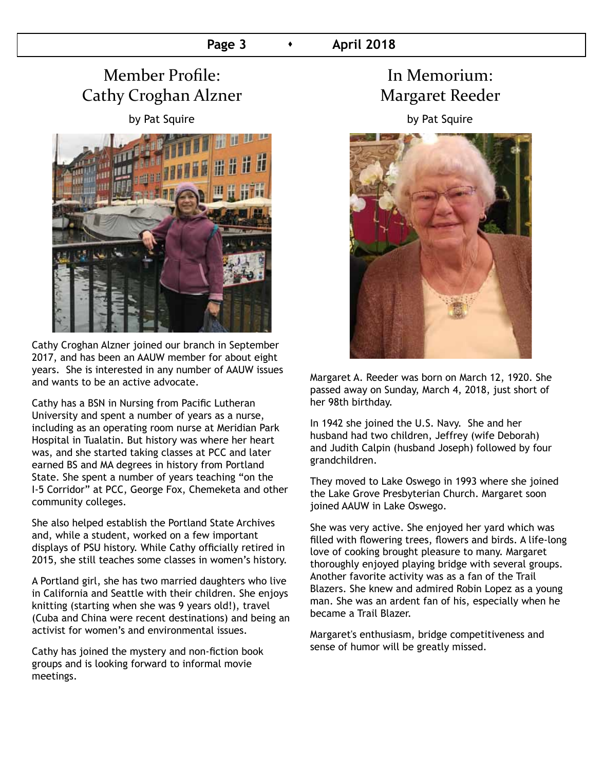## Member Profile: Cathy Croghan Alzner

by Pat Squire

Cathy Croghan Alzner joined our branch in September 2017, and has been an AAUW member for about eight years. She is interested in any number of AAUW issues and wants to be an active advocate.

Cathy has a BSN in Nursing from Pacific Lutheran University and spent a number of years as a nurse, including as an operating room nurse at Meridian Park Hospital in Tualatin. But history was where her heart was, and she started taking classes at PCC and later earned BS and MA degrees in history from Portland State. She spent a number of years teaching "on the I-5 Corridor" at PCC, George Fox, Chemeketa and other community colleges.

She also helped establish the Portland State Archives and, while a student, worked on a few important displays of PSU history. While Cathy officially retired in 2015, she still teaches some classes in women's history.

A Portland girl, she has two married daughters who live in California and Seattle with their children. She enjoys knitting (starting when she was 9 years old!), travel (Cuba and China were recent destinations) and being an activist for women's and environmental issues.

Cathy has joined the mystery and non-fiction book groups and is looking forward to informal movie meetings.

## In Memorium: Margaret Reeder

by Pat Squire

Margaret A. Reeder was born on March 12, 1920. She passed away on Sunday, March 4, 2018, just short of her 98th birthday.

In 1942 she joined the U.S. Navy. She and her husband had two children, Jeffrey (wife Deborah) and Judith Calpin (husband Joseph) followed by four grandchildren.

They moved to Lake Oswego in 1993 where she joined the Lake Grove Presbyterian Church. Margaret soon joined AAUW in Lake Oswego.

She was very active. She enjoyed her yard which was filled with flowering trees, flowers and birds. A life-long love of cooking brought pleasure to many. Margaret thoroughly enjoyed playing bridge with several groups. Another favorite activity was as a fan of the Trail Blazers. She knew and admired Robin Lopez as a young man. She was an ardent fan of his, especially when he became a Trail Blazer.

Margaret's enthusiasm, bridge competitiveness and sense of humor will be greatly missed.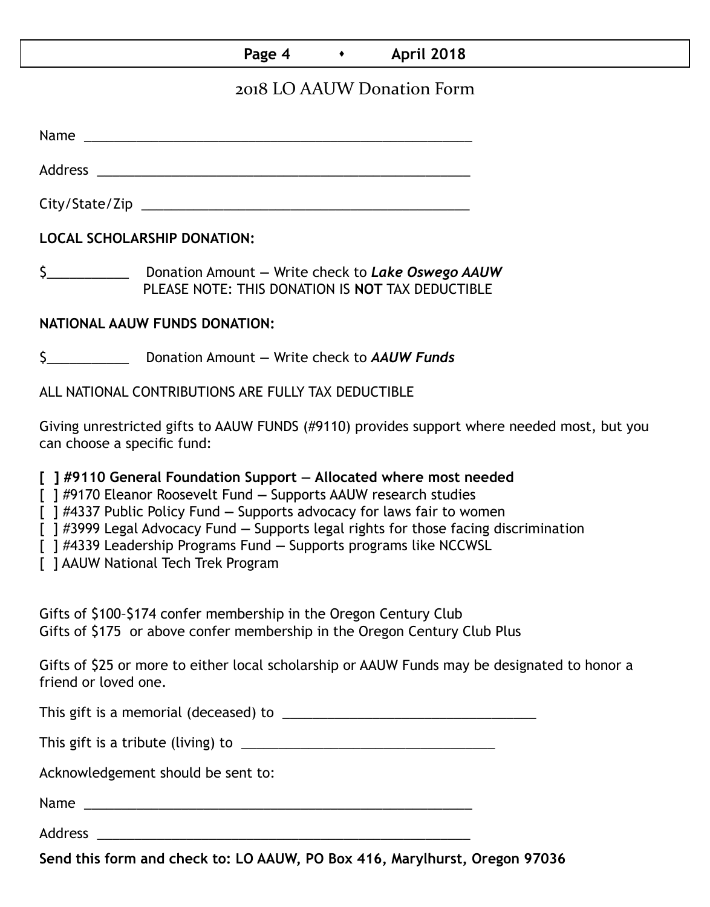## 2018 LO AAUW Donation Form

Name ______________________________________________________

Address ____________________________________________________

City/State/Zip _______________________________________________

**LOCAL SCHOLARSHIP DONATION:**

$___________ Donation Amount — Write check to ***Lake Oswego AAUW***
PLEASE NOTE: THIS DONATION IS **NOT** TAX DEDUCTIBLE

**NATIONAL AAUW FUNDS DONATION:**

$___________ Donation Amount — Write check to ***AAUW Funds***

ALL NATIONAL CONTRIBUTIONS ARE FULLY TAX DEDUCTIBLE

Giving unrestricted gifts to AAUW FUNDS (#9110) provides support where needed most, but you can choose a specific fund:

**[ ] #9110 General Foundation Support — Allocated where most needed**
[ ] #9170 Eleanor Roosevelt Fund — Supports AAUW research studies
[ ] #4337 Public Policy Fund — Supports advocacy for laws fair to women
[ ] #3999 Legal Advocacy Fund — Supports legal rights for those facing discrimination
[ ] #4339 Leadership Programs Fund — Supports programs like NCCWSL
[ ] AAUW National Tech Trek Program

Gifts of $100–$174 confer membership in the Oregon Century Club
Gifts of $175 or above confer membership in the Oregon Century Club Plus

Gifts of $25 or more to either local scholarship or AAUW Funds may be designated to honor a friend or loved one.

This gift is a memorial (deceased) to ____________________________________

This gift is a tribute (living) to ____________________________________

Acknowledgement should be sent to:

Name ______________________________________________________

Address ____________________________________________________

**Send this form and check to: LO AAUW, PO Box 416, Marylhurst, Oregon 97036**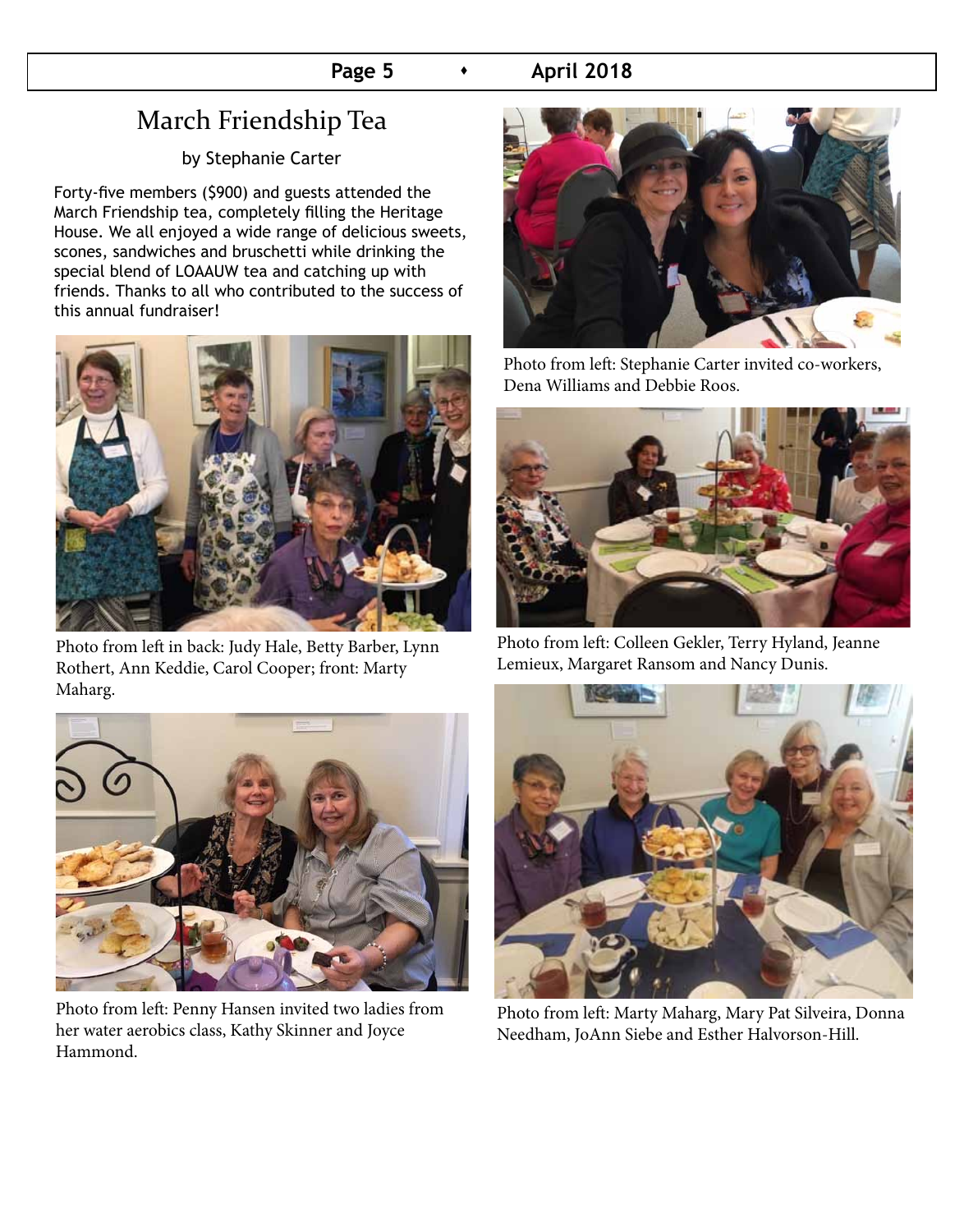# March Friendship Tea

by Stephanie Carter

Forty-five members ($900) and guests attended the March Friendship tea, completely filling the Heritage House. We all enjoyed a wide range of delicious sweets, scones, sandwiches and bruschetti while drinking the special blend of LOAAUW tea and catching up with friends. Thanks to all who contributed to the success of this annual fundraiser!

Photo from left in back: Judy Hale, Betty Barber, Lynn Rothert, Ann Keddie, Carol Cooper; front: Marty Maharg.

Photo from left: Penny Hansen invited two ladies from her water aerobics class, Kathy Skinner and Joyce Hammond.

Photo from left: Stephanie Carter invited co-workers, Dena Williams and Debbie Roos.

Photo from left: Colleen Gekler, Terry Hyland, Jeanne Lemieux, Margaret Ransom and Nancy Dunis.

Photo from left: Marty Maharg, Mary Pat Silveira, Donna Needham, JoAnn Siebe and Esther Halvorson-Hill.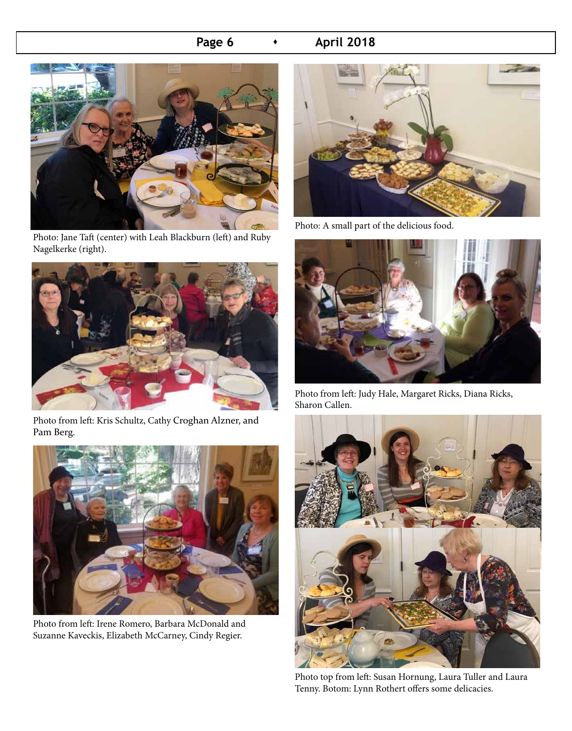Photo: Jane Taft (center) with Leah Blackburn (left) and Ruby Nagelkerke (right).

Photo from left: Kris Schultz, Cathy Croghan Alzner, and Pam Berg.

Photo from left: Irene Romero, Barbara McDonald and Suzanne Kaveckis, Elizabeth McCarney, Cindy Regier.

Photo: A small part of the delicious food.

Photo from left: Judy Hale, Margaret Ricks, Diana Ricks, Sharon Callen.

Photo top from left: Susan Hornung, Laura Tuller and Laura Tenny. Botom: Lynn Rothert offers some delicacies.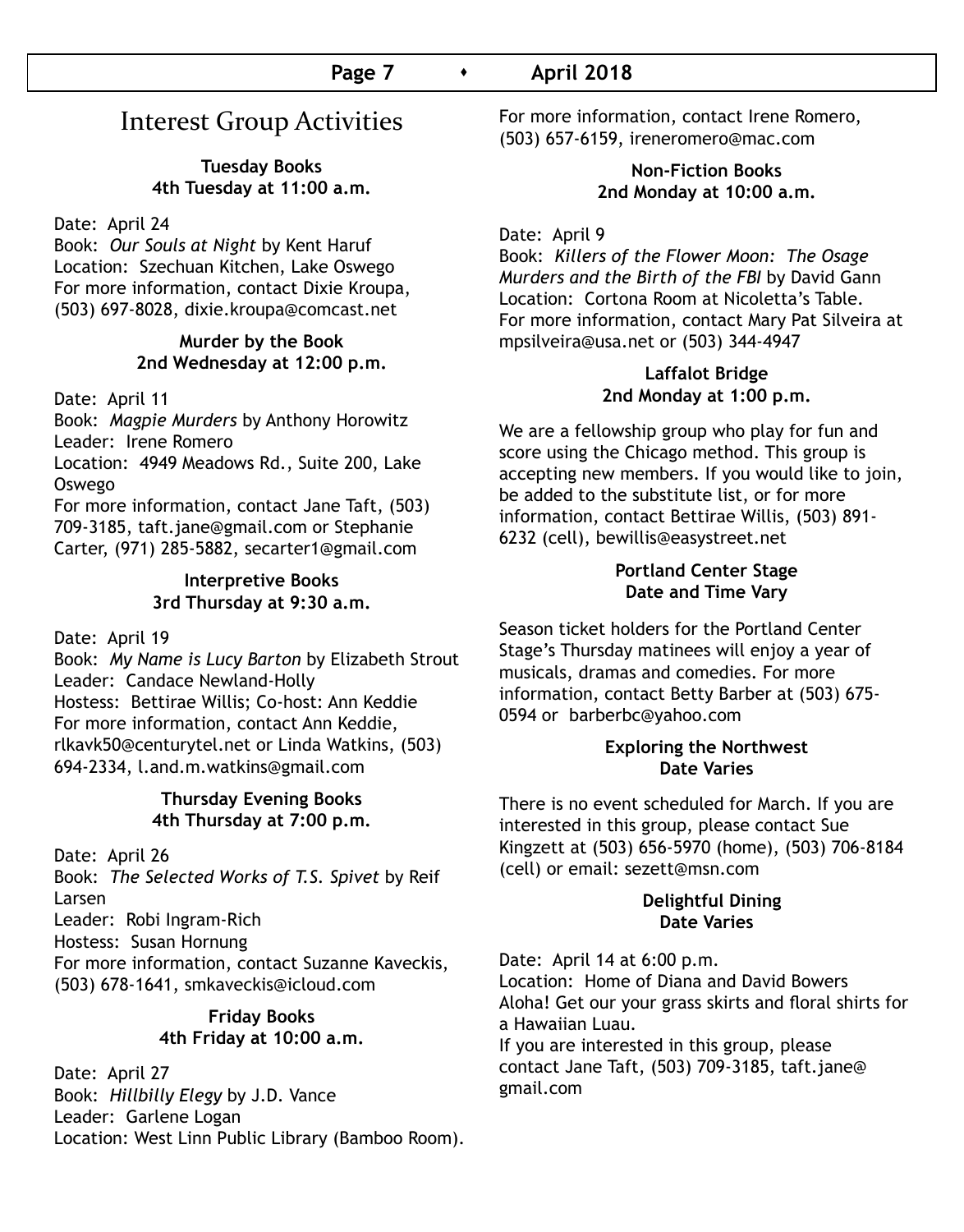# Interest Group Activities

**Tuesday Books**
**4th Tuesday at 11:00 a.m.**

Date: April 24
Book: *Our Souls at Night* by Kent Haruf
Location: Szechuan Kitchen, Lake Oswego
For more information, contact Dixie Kroupa, (503) 697-8028, dixie.kroupa@comcast.net

**Murder by the Book**
**2nd Wednesday at 12:00 p.m.**

Date: April 11
Book: *Magpie Murders* by Anthony Horowitz
Leader: Irene Romero
Location: 4949 Meadows Rd., Suite 200, Lake Oswego
For more information, contact Jane Taft, (503) 709-3185, taft.jane@gmail.com or Stephanie Carter, (971) 285-5882, secarter1@gmail.com

**Interpretive Books**
**3rd Thursday at 9:30 a.m.**

Date: April 19
Book: *My Name is Lucy Barton* by Elizabeth Strout
Leader: Candace Newland-Holly
Hostess: Bettirae Willis; Co-host: Ann Keddie
For more information, contact Ann Keddie, rlkavk50@centurytel.net or Linda Watkins, (503) 694-2334, l.and.m.watkins@gmail.com

**Thursday Evening Books**
**4th Thursday at 7:00 p.m.**

Date: April 26
Book: *The Selected Works of T.S. Spivet* by Reif Larsen
Leader: Robi Ingram-Rich
Hostess: Susan Hornung
For more information, contact Suzanne Kaveckis, (503) 678-1641, smkaveckis@icloud.com

**Friday Books**
**4th Friday at 10:00 a.m.**

Date: April 27
Book: *Hillbilly Elegy* by J.D. Vance
Leader: Garlene Logan
Location: West Linn Public Library (Bamboo Room). For more information, contact Irene Romero, (503) 657-6159, ireneromero@mac.com

**Non-Fiction Books**
**2nd Monday at 10:00 a.m.**

Date: April 9
Book: *Killers of the Flower Moon: The Osage Murders and the Birth of the FBI* by David Gann
Location: Cortona Room at Nicoletta's Table.
For more information, contact Mary Pat Silveira at mpsilveira@usa.net or (503) 344-4947

**Laffalot Bridge**
**2nd Monday at 1:00 p.m.**

We are a fellowship group who play for fun and score using the Chicago method. This group is accepting new members. If you would like to join, be added to the substitute list, or for more information, contact Bettirae Willis, (503) 891-6232 (cell), bewillis@easystreet.net

**Portland Center Stage**
**Date and Time Vary**

Season ticket holders for the Portland Center Stage's Thursday matinees will enjoy a year of musicals, dramas and comedies. For more information, contact Betty Barber at (503) 675-0594 or barberbc@yahoo.com

**Exploring the Northwest**
**Date Varies**

There is no event scheduled for March. If you are interested in this group, please contact Sue Kingzett at (503) 656-5970 (home), (503) 706-8184 (cell) or email: sezett@msn.com

**Delightful Dining**
**Date Varies**

Date: April 14 at 6:00 p.m.
Location: Home of Diana and David Bowers
Aloha! Get our your grass skirts and floral shirts for a Hawaiian Luau.
If you are interested in this group, please contact Jane Taft, (503) 709-3185, taft.jane@gmail.com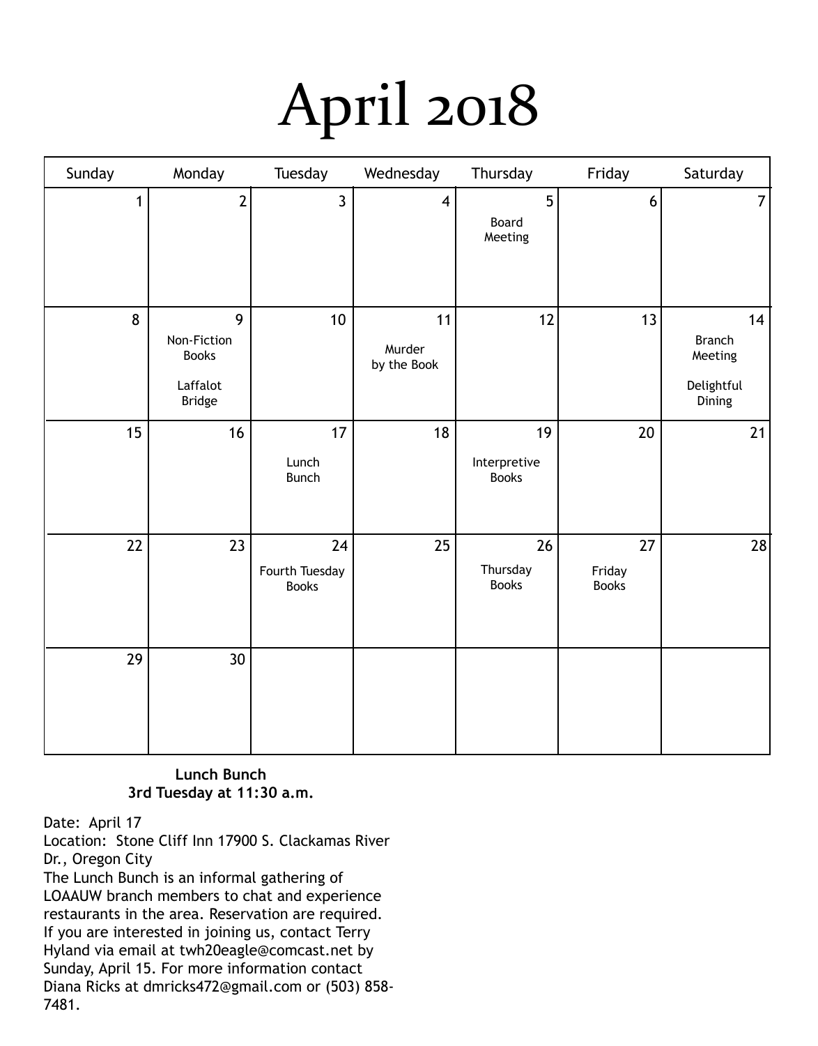# April 2018

| Sunday | Monday | Tuesday | Wednesday | Thursday | Friday | Saturday |
|---|---|---|---|---|---|---|
| 1 | 2 | 3 | 4 | 5<br>Board Meeting | 6 | 7 |
| 8 | 9<br>Non-Fiction Books<br>Laffalot Bridge | 10 | 11<br>Murder by the Book | 12 | 13 | 14<br>Branch Meeting<br>Delightful Dining |
| 15 | 16 | 17<br>Lunch Bunch | 18 | 19<br>Interpretive Books | 20 | 21 |
| 22 | 23 | 24<br>Fourth Tuesday Books | 25 | 26<br>Thursday Books | 27<br>Friday Books | 28 |
| 29 | 30 | | | | | |

**Lunch Bunch**
**3rd Tuesday at 11:30 a.m.**

Date: April 17
Location: Stone Cliff Inn 17900 S. Clackamas River Dr., Oregon City
The Lunch Bunch is an informal gathering of LOAAUW branch members to chat and experience restaurants in the area. Reservation are required. If you are interested in joining us, contact Terry Hyland via email at twh20eagle@comcast.net by Sunday, April 15. For more information contact Diana Ricks at dmricks472@gmail.com or (503) 858-7481.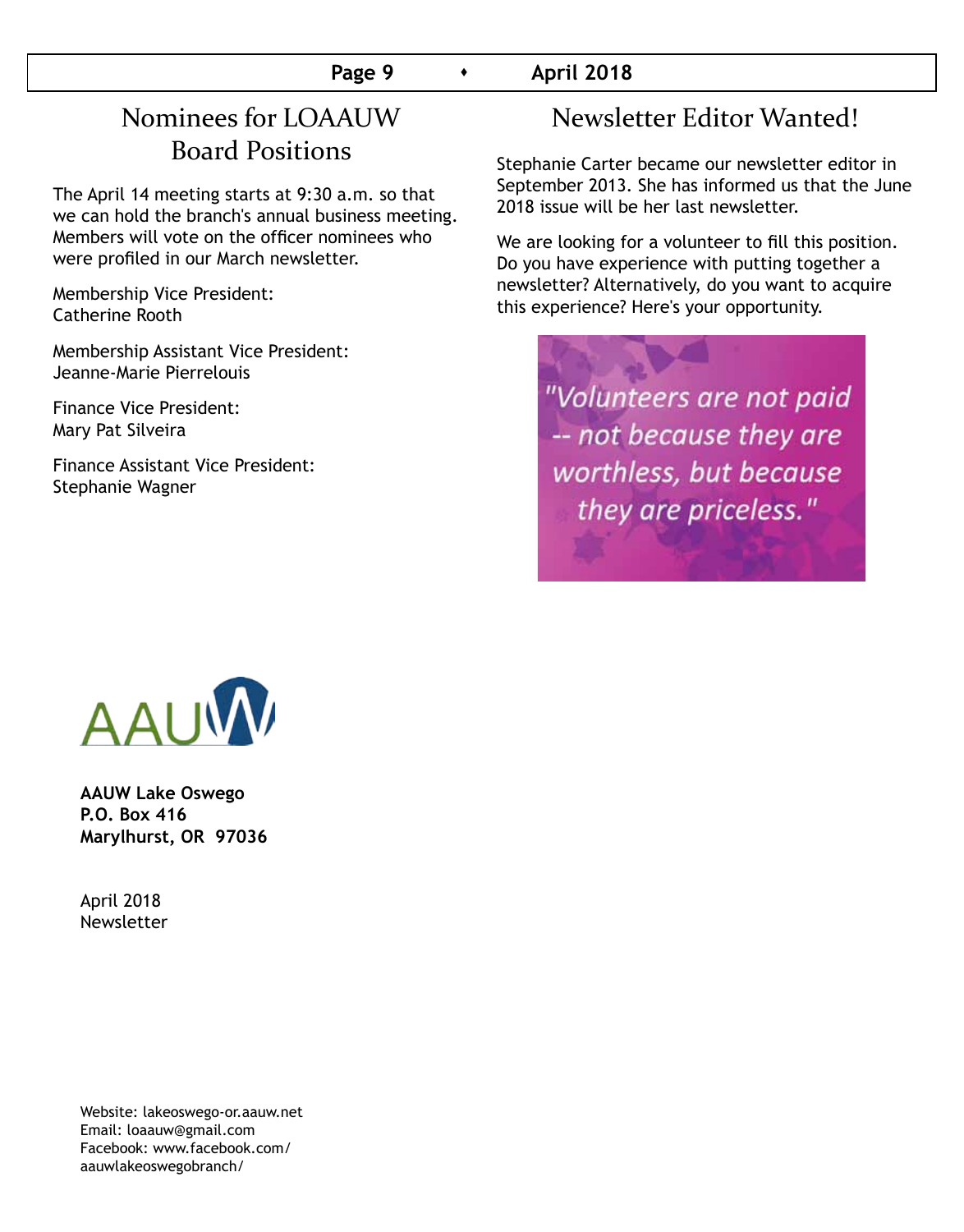## Nominees for LOAAUW Board Positions

The April 14 meeting starts at 9:30 a.m. so that we can hold the branch's annual business meeting. Members will vote on the officer nominees who were profiled in our March newsletter.

Membership Vice President:
Catherine Rooth

Membership Assistant Vice President:
Jeanne-Marie Pierrelouis

Finance Vice President:
Mary Pat Silveira

Finance Assistant Vice President:
Stephanie Wagner

## Newsletter Editor Wanted!

Stephanie Carter became our newsletter editor in September 2013. She has informed us that the June 2018 issue will be her last newsletter.

We are looking for a volunteer to fill this position. Do you have experience with putting together a newsletter? Alternatively, do you want to acquire this experience? Here's your opportunity.

*"Volunteers are not paid -- not because they are worthless, but because they are priceless."*

AAUW

**AAUW Lake Oswego**
**P.O. Box 416**
**Marylhurst, OR 97036**

April 2018
Newsletter

Website: lakeoswego-or.aauw.net
Email: loaauw@gmail.com
Facebook: www.facebook.com/aauwlakeoswegobranch/